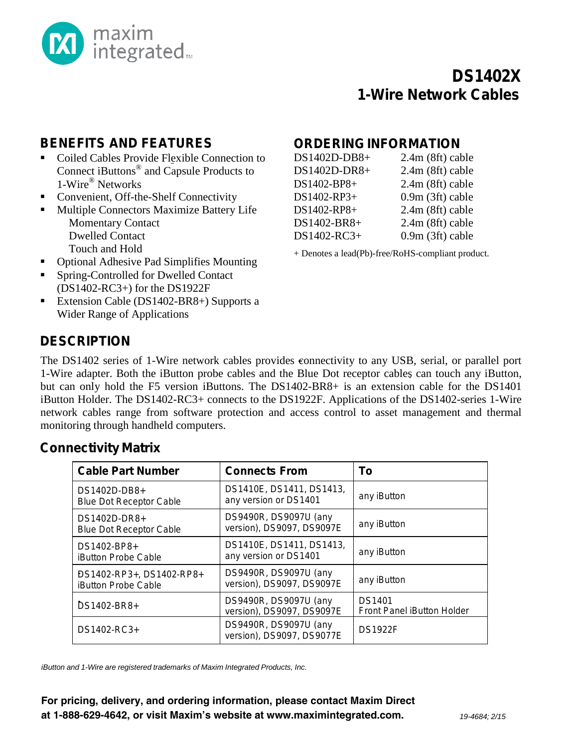maxim integrated™

# DS1402X
# 1-Wire Network Cables

## BENEFITS AND FEATURES

- Coiled Cables Provide Flexible Connection to Connect iButtons® and Capsule Products to 1-Wire® Networks
- Convenient, Off-the-Shelf Connectivity
- Multiple Connectors Maximize Battery Life
  - Momentary Contact
  - Dwelled Contact
  - Touch and Hold
- Optional Adhesive Pad Simplifies Mounting
- Spring-Controlled for Dwelled Contact (DS1402-RC3+) for the DS1922F
- Extension Cable (DS1402-BR8+) Supports a Wider Range of Applications

## ORDERING INFORMATION

| | |
|---|---|
| DS1402D-DB8+ | 2.4m (8ft) cable |
| DS1402D-DR8+ | 2.4m (8ft) cable |
| DS1402-BP8+ | 2.4m (8ft) cable |
| DS1402-RP3+ | 0.9m (3ft) cable |
| DS1402-RP8+ | 2.4m (8ft) cable |
| DS1402-BR8+ | 2.4m (8ft) cable |
| DS1402-RC3+ | 0.9m (3ft) cable |

+ Denotes a lead(Pb)-free/RoHS-compliant product.

## DESCRIPTION

The DS1402 series of 1-Wire network cables provides connectivity to any USB, serial, or parallel port 1-Wire adapter. Both the iButton probe cables and the Blue Dot receptor cables can touch any iButton, but can only hold the F5 version iButtons. The DS1402-BR8+ is an extension cable for the DS1401 iButton Holder. The DS1402-RC3+ connects to the DS1922F. Applications of the DS1402-series 1-Wire network cables range from software protection and access control to asset management and thermal monitoring through handheld computers.

## Connectivity Matrix

| Cable Part Number | Connects From | To |
|---|---|---|
| DS1402D-DB8+ Blue Dot Receptor Cable | DS1410E, DS1411, DS1413, any version or DS1401 | any iButton |
| DS1402D-DR8+ Blue Dot Receptor Cable | DS9490R, DS9097U (any version), DS9097, DS9097E | any iButton |
| DS1402-BP8+ iButton Probe Cable | DS1410E, DS1411, DS1413, any version or DS1401 | any iButton |
| DS1402-RP3+, DS1402-RP8+ iButton Probe Cable | DS9490R, DS9097U (any version), DS9097, DS9097E | any iButton |
| DS1402-BR8+ | DS9490R, DS9097U (any version), DS9097, DS9097E | DS1401 Front Panel iButton Holder |
| DS1402-RC3+ | DS9490R, DS9097U (any version), DS9097, DS9077E | DS1922F |

*iButton and 1-Wire are registered trademarks of Maxim Integrated Products, Inc.*

**For pricing, delivery, and ordering information, please contact Maxim Direct at 1-888-629-4642, or visit Maxim's website at www.maximintegrated.com.**

19-4684; 2/15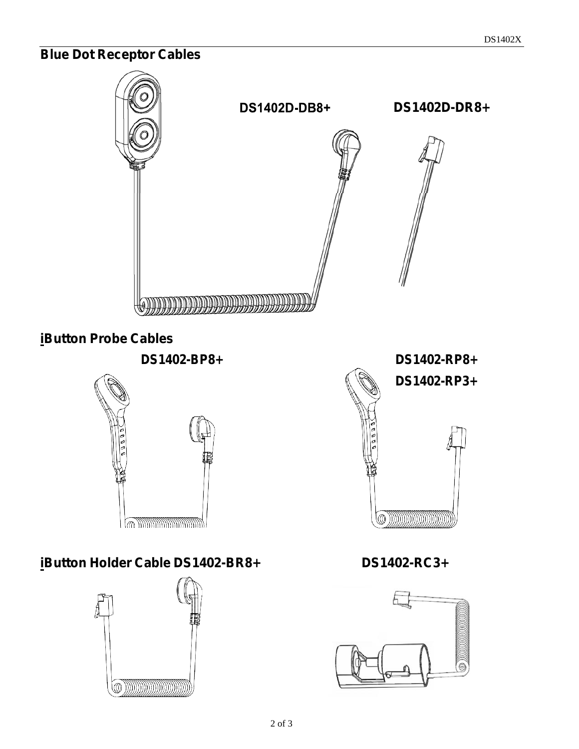## Blue Dot Receptor Cables

**DS1402D-DB8+**

**DS1402D-DR8+**

## iButton Probe Cables

**DS1402-BP8+**

**DS1402-RP8+**

**DS1402-RP3+**

## iButton Holder Cable DS1402-BR8+

**DS1402-RC3+**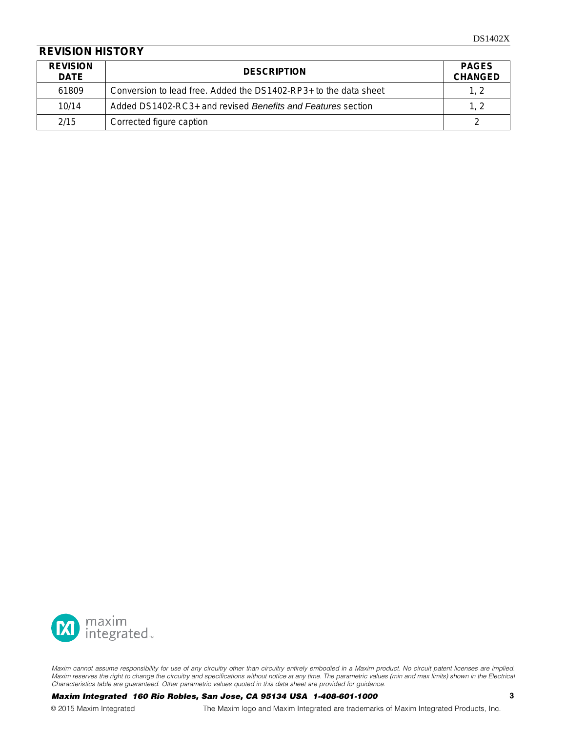## REVISION HISTORY

| REVISION DATE | DESCRIPTION | PAGES CHANGED |
|---|---|---|
| 61809 | Conversion to lead free. Added the DS1402-RP3+ to the data sheet | 1, 2 |
| 10/14 | Added DS1402-RC3+ and revised *Benefits and Features* section | 1, 2 |
| 2/15 | Corrected figure caption | 2 |

*Maxim cannot assume responsibility for use of any circuitry other than circuitry entirely embodied in a Maxim product. No circuit patent licenses are implied. Maxim reserves the right to change the circuitry and specifications without notice at any time. The parametric values (min and max limits) shown in the Electrical Characteristics table are guaranteed. Other parametric values quoted in this data sheet are provided for guidance.*

***Maxim Integrated 160 Rio Robles, San Jose, CA 95134 USA 1-408-601-1000***

© 2015 Maxim Integrated The Maxim logo and Maxim Integrated are trademarks of Maxim Integrated Products, Inc.